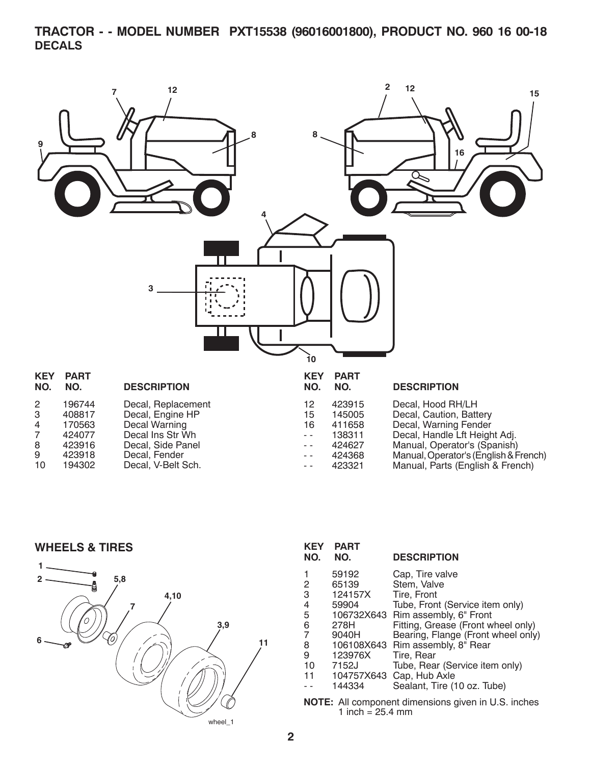# TRACTOR - - MODEL NUMBER PXT15538 (96016001800), PRODUCT NO. 960 16 00-18

## DECALS

| KEY NO. | PART NO. | DESCRIPTION |
|---|---|---|
| 2 | 196744 | Decal, Replacement |
| 3 | 408817 | Decal, Engine HP |
| 4 | 170563 | Decal Warning |
| 7 | 424077 | Decal Ins Str Wh |
| 8 | 423916 | Decal, Side Panel |
| 9 | 423918 | Decal, Fender |
| 10 | 194302 | Decal, V-Belt Sch. |
| 12 | 423915 | Decal, Hood RH/LH |
| 15 | 145005 | Decal, Caution, Battery |
| 16 | 411658 | Decal, Warning Fender |
| - - | 138311 | Decal, Handle Lft Height Adj. |
| - - | 424627 | Manual, Operator's (Spanish) |
| - - | 424368 | Manual, Operator's (English & French) |
| - - | 423321 | Manual, Parts (English & French) |

## WHEELS & TIRES

| KEY NO. | PART NO. | DESCRIPTION |
|---|---|---|
| 1 | 59192 | Cap, Tire valve |
| 2 | 65139 | Stem, Valve |
| 3 | 124157X | Tire, Front |
| 4 | 59904 | Tube, Front (Service item only) |
| 5 | 106732X643 | Rim assembly, 6" Front |
| 6 | 278H | Fitting, Grease (Front wheel only) |
| 7 | 9040H | Bearing, Flange (Front wheel only) |
| 8 | 106108X643 | Rim assembly, 8" Rear |
| 9 | 123976X | Tire, Rear |
| 10 | 7152J | Tube, Rear (Service item only) |
| 11 | 104757X643 | Cap, Hub Axle |
| - - | 144334 | Sealant, Tire (10 oz. Tube) |

**NOTE:** All component dimensions given in U.S. inches
1 inch = 25.4 mm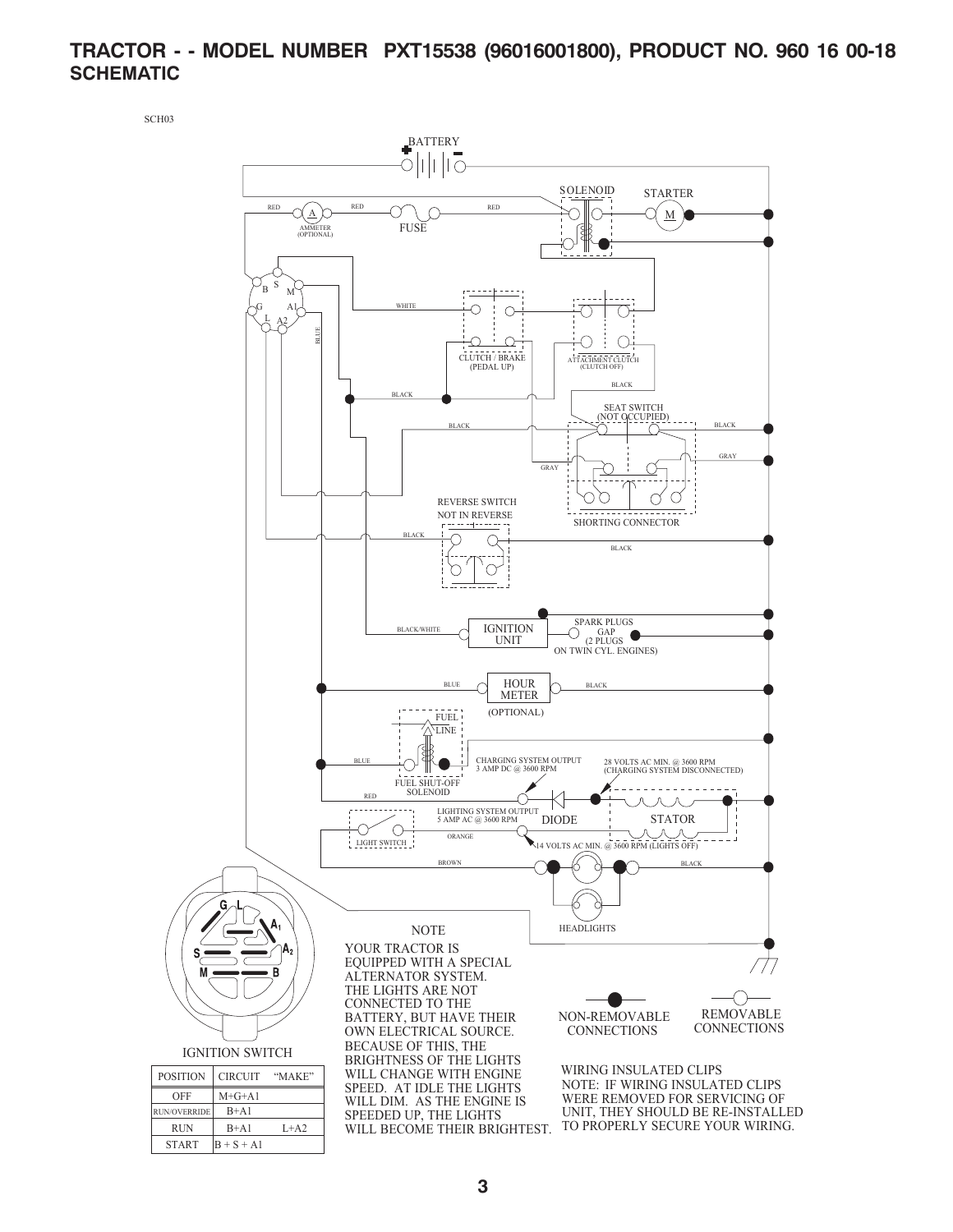# TRACTOR - - MODEL NUMBER PXT15538 (96016001800), PRODUCT NO. 960 16 00-18
## SCHEMATIC

SCH03

BATTERY

SOLENOID

STARTER

RED

A

AMMETER (OPTIONAL)

RED

FUSE

RED

M

B S M G A1 L A2

WHITE

BLUE

CLUTCH / BRAKE (PEDAL UP)

ATTACHMENT CLUTCH (CLUTCH OFF)

BLACK

BLACK

SEAT SWITCH (NOT OCCUPIED)

BLACK

BLACK

GRAY

GRAY

SHORTING CONNECTOR

REVERSE SWITCH NOT IN REVERSE

BLACK

BLACK

BLACK/WHITE

IGNITION UNIT

SPARK PLUGS GAP (2 PLUGS ON TWIN CYL. ENGINES)

BLUE

HOUR METER

BLACK

(OPTIONAL)

FUEL LINE

BLUE

FUEL SHUT-OFF SOLENOID

CHARGING SYSTEM OUTPUT 3 AMP DC @ 3600 RPM

28 VOLTS AC MIN. @ 3600 RPM (CHARGING SYSTEM DISCONNECTED)

RED

LIGHTING SYSTEM OUTPUT 5 AMP AC @ 3600 RPM

DIODE

STATOR

LIGHT SWITCH

ORANGE

14 VOLTS AC MIN. @ 3600 RPM (LIGHTS OFF)

BROWN

BLACK

HEADLIGHTS

IGNITION SWITCH

| POSITION | CIRCUIT | "MAKE" |
|---|---|---|
| OFF | M+G+A1 | |
| RUN/OVERRIDE | B+A1 | |
| RUN | B+A1 | L+A2 |
| START | B + S + A1 | |

NOTE

YOUR TRACTOR IS EQUIPPED WITH A SPECIAL ALTERNATOR SYSTEM. THE LIGHTS ARE NOT CONNECTED TO THE BATTERY, BUT HAVE THEIR OWN ELECTRICAL SOURCE. BECAUSE OF THIS, THE BRIGHTNESS OF THE LIGHTS WILL CHANGE WITH ENGINE SPEED. AT IDLE THE LIGHTS WILL DIM. AS THE ENGINE IS SPEEDED UP, THE LIGHTS WILL BECOME THEIR BRIGHTEST.

NON-REMOVABLE CONNECTIONS

REMOVABLE CONNECTIONS

WIRING INSULATED CLIPS
NOTE: IF WIRING INSULATED CLIPS WERE REMOVED FOR SERVICING OF UNIT, THEY SHOULD BE RE-INSTALLED TO PROPERLY SECURE YOUR WIRING.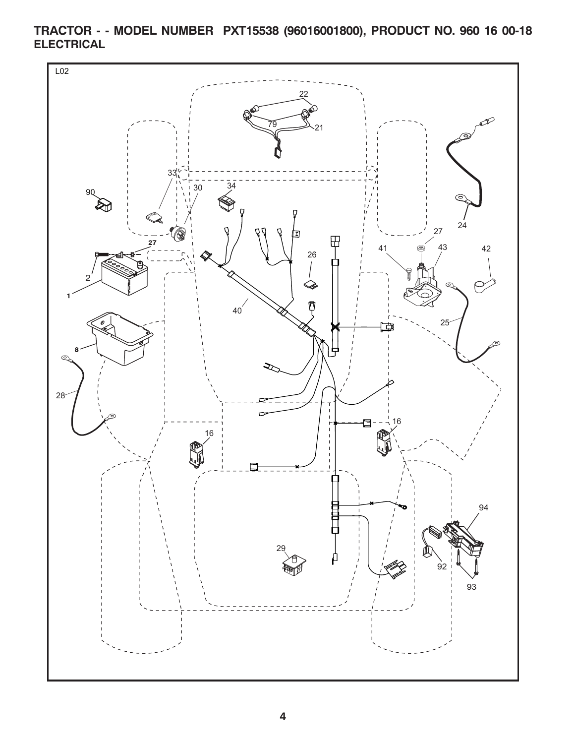# TRACTOR - - MODEL NUMBER PXT15538 (96016001800), PRODUCT NO. 960 16 00-18

## ELECTRICAL

L02

22
79
21
33
90
30
34
24
27
27
41
43
42
26
2
1
40
25
8
28
16
16
94
29
92
93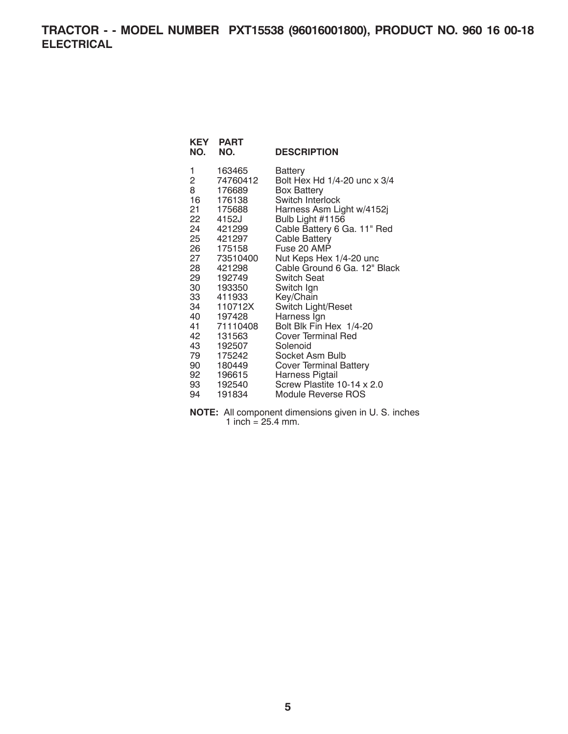# TRACTOR - - MODEL NUMBER PXT15538 (96016001800), PRODUCT NO. 960 16 00-18
## ELECTRICAL

| KEY NO. | PART NO. | DESCRIPTION |
|---|---|---|
| 1 | 163465 | Battery |
| 2 | 74760412 | Bolt Hex Hd 1/4-20 unc x 3/4 |
| 8 | 176689 | Box Battery |
| 16 | 176138 | Switch Interlock |
| 21 | 175688 | Harness Asm Light w/4152j |
| 22 | 4152J | Bulb Light #1156 |
| 24 | 421299 | Cable Battery 6 Ga. 11" Red |
| 25 | 421297 | Cable Battery |
| 26 | 175158 | Fuse 20 AMP |
| 27 | 73510400 | Nut Keps Hex 1/4-20 unc |
| 28 | 421298 | Cable Ground 6 Ga. 12" Black |
| 29 | 192749 | Switch Seat |
| 30 | 193350 | Switch Ign |
| 33 | 411933 | Key/Chain |
| 34 | 110712X | Switch Light/Reset |
| 40 | 197428 | Harness Ign |
| 41 | 71110408 | Bolt Blk Fin Hex 1/4-20 |
| 42 | 131563 | Cover Terminal Red |
| 43 | 192507 | Solenoid |
| 79 | 175242 | Socket Asm Bulb |
| 90 | 180449 | Cover Terminal Battery |
| 92 | 196615 | Harness Pigtail |
| 93 | 192540 | Screw Plastite 10-14 x 2.0 |
| 94 | 191834 | Module Reverse ROS |

**NOTE:** All component dimensions given in U. S. inches
1 inch = 25.4 mm.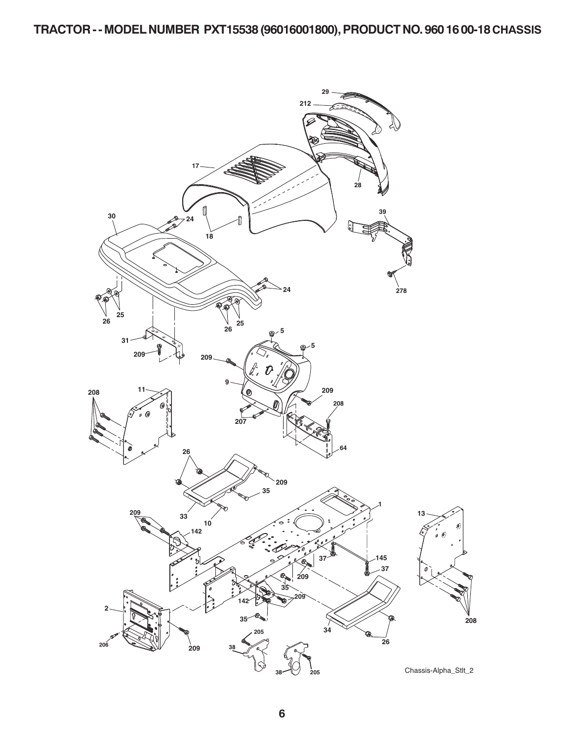# TRACTOR - - MODEL NUMBER PXT15538 (96016001800), PRODUCT NO. 960 16 00-18 CHASSIS

29
212
17
28
30
24
18
39
24
278
25
26
26
25
5
5
31
209
209
9
209
208
11
208
207
64
26
209
35
1
33
10
209
13
142
37
145
37
209
35
209
142
2
35
34
208
205
26
206
209
38
38
205

Chassis-Alpha_Stlt_2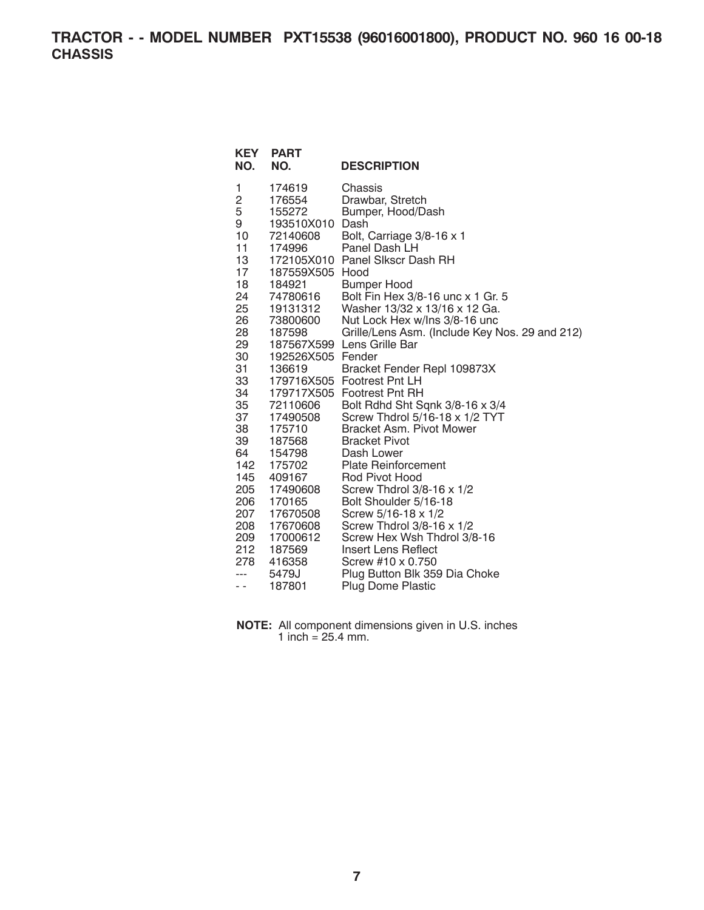# TRACTOR - - MODEL NUMBER PXT15538 (96016001800), PRODUCT NO. 960 16 00-18
## CHASSIS

| KEY NO. | PART NO. | DESCRIPTION |
|---|---|---|
| 1 | 174619 | Chassis |
| 2 | 176554 | Drawbar, Stretch |
| 5 | 155272 | Bumper, Hood/Dash |
| 9 | 193510X010 | Dash |
| 10 | 72140608 | Bolt, Carriage 3/8-16 x 1 |
| 11 | 174996 | Panel Dash LH |
| 13 | 172105X010 | Panel Slkscr Dash RH |
| 17 | 187559X505 | Hood |
| 18 | 184921 | Bumper Hood |
| 24 | 74780616 | Bolt Fin Hex 3/8-16 unc x 1 Gr. 5 |
| 25 | 19131312 | Washer 13/32 x 13/16 x 12 Ga. |
| 26 | 73800600 | Nut Lock Hex w/Ins 3/8-16 unc |
| 28 | 187598 | Grille/Lens Asm. (Include Key Nos. 29 and 212) |
| 29 | 187567X599 | Lens Grille Bar |
| 30 | 192526X505 | Fender |
| 31 | 136619 | Bracket Fender Repl 109873X |
| 33 | 179716X505 | Footrest Pnt LH |
| 34 | 179717X505 | Footrest Pnt RH |
| 35 | 72110606 | Bolt Rdhd Sht Sqnk 3/8-16 x 3/4 |
| 37 | 17490508 | Screw Thdrol 5/16-18 x 1/2 TYT |
| 38 | 175710 | Bracket Asm. Pivot Mower |
| 39 | 187568 | Bracket Pivot |
| 64 | 154798 | Dash Lower |
| 142 | 175702 | Plate Reinforcement |
| 145 | 409167 | Rod Pivot Hood |
| 205 | 17490608 | Screw Thdrol 3/8-16 x 1/2 |
| 206 | 170165 | Bolt Shoulder 5/16-18 |
| 207 | 17670508 | Screw 5/16-18 x 1/2 |
| 208 | 17670608 | Screw Thdrol 3/8-16 x 1/2 |
| 209 | 17000612 | Screw Hex Wsh Thdrol 3/8-16 |
| 212 | 187569 | Insert Lens Reflect |
| 278 | 416358 | Screw #10 x 0.750 |
| --- | 5479J | Plug Button Blk 359 Dia Choke |
| - - | 187801 | Plug Dome Plastic |

**NOTE:** All component dimensions given in U.S. inches
1 inch = 25.4 mm.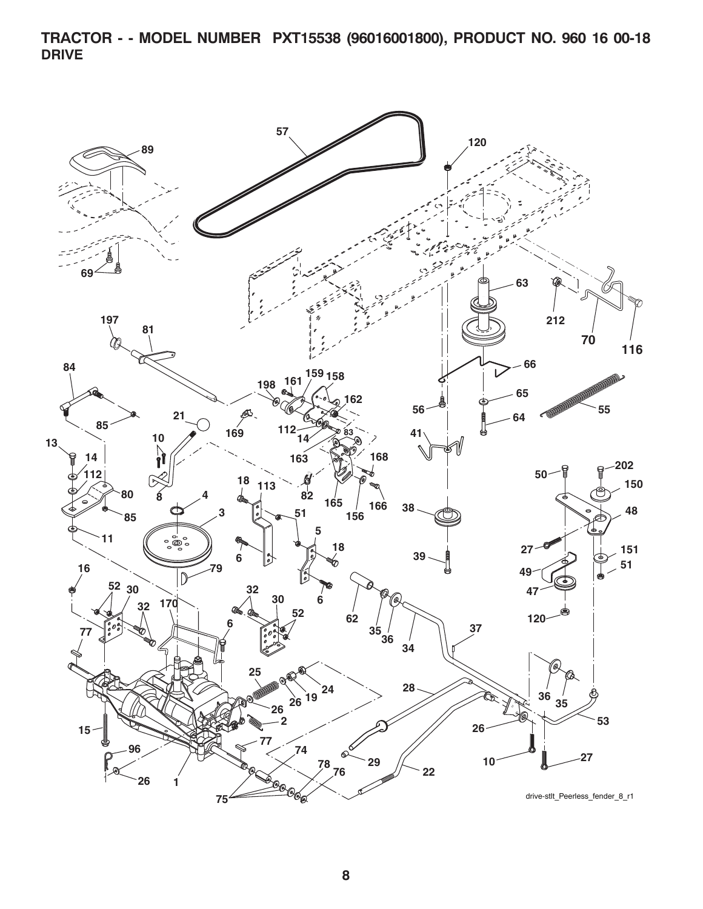# TRACTOR - - MODEL NUMBER PXT15538 (96016001800), PRODUCT NO. 960 16 00-18

## DRIVE

drive-stlt_Peerless_fender_8_r1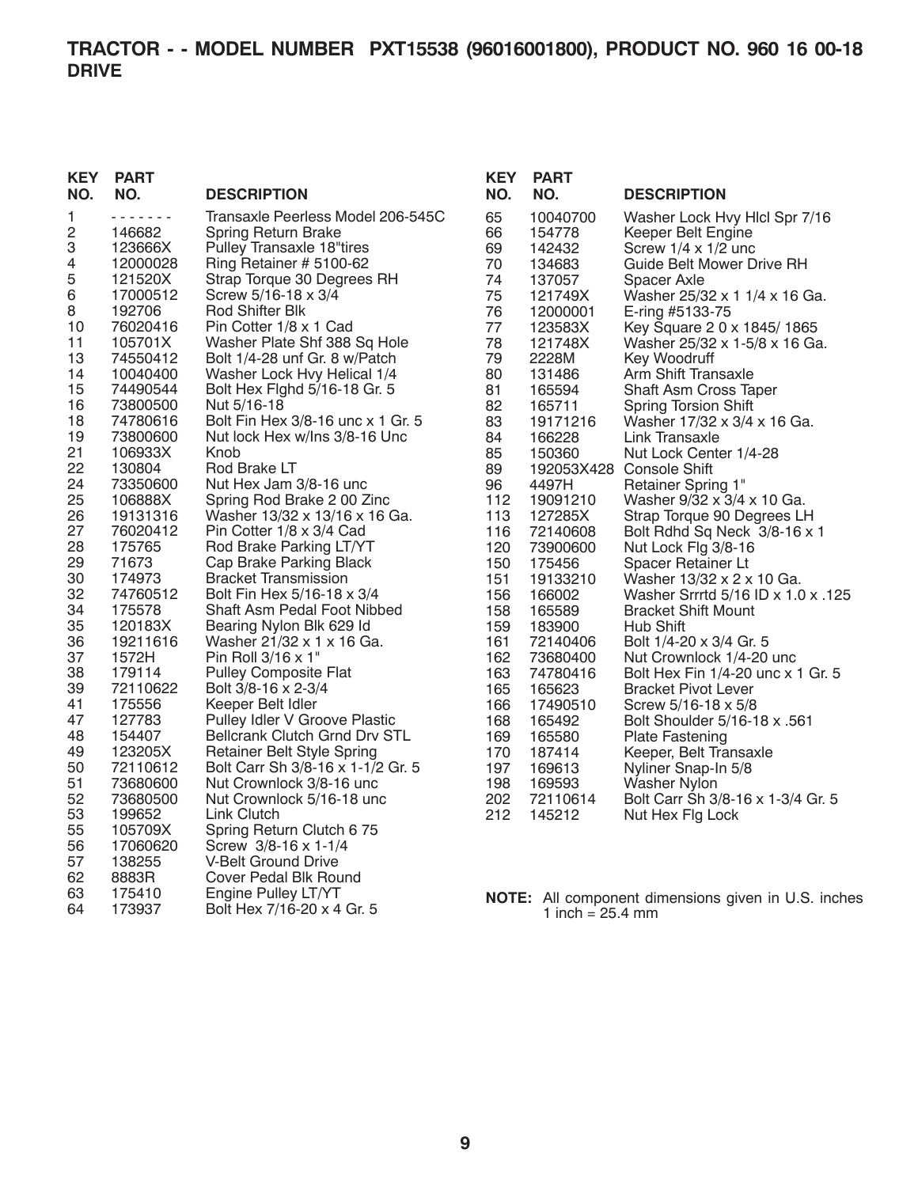# TRACTOR - - MODEL NUMBER PXT15538 (96016001800), PRODUCT NO. 960 16 00-18
## DRIVE

| KEY NO. | PART NO. | DESCRIPTION |
|---|---|---|
| 1 | - - - - - - - | Transaxle Peerless Model 206-545C |
| 2 | 146682 | Spring Return Brake |
| 3 | 123666X | Pulley Transaxle 18"tires |
| 4 | 12000028 | Ring Retainer # 5100-62 |
| 5 | 121520X | Strap Torque 30 Degrees RH |
| 6 | 17000512 | Screw 5/16-18 x 3/4 |
| 8 | 192706 | Rod Shifter Blk |
| 10 | 76020416 | Pin Cotter 1/8 x 1 Cad |
| 11 | 105701X | Washer Plate Shf 388 Sq Hole |
| 13 | 74550412 | Bolt 1/4-28 unf Gr. 8 w/Patch |
| 14 | 10040400 | Washer Lock Hvy Helical 1/4 |
| 15 | 74490544 | Bolt Hex Flghd 5/16-18 Gr. 5 |
| 16 | 73800500 | Nut 5/16-18 |
| 18 | 74780616 | Bolt Fin Hex 3/8-16 unc x 1 Gr. 5 |
| 19 | 73800600 | Nut lock Hex w/Ins 3/8-16 Unc |
| 21 | 106933X | Knob |
| 22 | 130804 | Rod Brake LT |
| 24 | 73350600 | Nut Hex Jam 3/8-16 unc |
| 25 | 106888X | Spring Rod Brake 2 00 Zinc |
| 26 | 19131316 | Washer 13/32 x 13/16 x 16 Ga. |
| 27 | 76020412 | Pin Cotter 1/8 x 3/4 Cad |
| 28 | 175765 | Rod Brake Parking LT/YT |
| 29 | 71673 | Cap Brake Parking Black |
| 30 | 174973 | Bracket Transmission |
| 32 | 74760512 | Bolt Fin Hex 5/16-18 x 3/4 |
| 34 | 175578 | Shaft Asm Pedal Foot Nibbed |
| 35 | 120183X | Bearing Nylon Blk 629 Id |
| 36 | 19211616 | Washer 21/32 x 1 x 16 Ga. |
| 37 | 1572H | Pin Roll 3/16 x 1" |
| 38 | 179114 | Pulley Composite Flat |
| 39 | 72110622 | Bolt 3/8-16 x 2-3/4 |
| 41 | 175556 | Keeper Belt Idler |
| 47 | 127783 | Pulley Idler V Groove Plastic |
| 48 | 154407 | Bellcrank Clutch Grnd Drv STL |
| 49 | 123205X | Retainer Belt Style Spring |
| 50 | 72110612 | Bolt Carr Sh 3/8-16 x 1-1/2 Gr. 5 |
| 51 | 73680600 | Nut Crownlock 3/8-16 unc |
| 52 | 73680500 | Nut Crownlock 5/16-18 unc |
| 53 | 199652 | Link Clutch |
| 55 | 105709X | Spring Return Clutch 6 75 |
| 56 | 17060620 | Screw 3/8-16 x 1-1/4 |
| 57 | 138255 | V-Belt Ground Drive |
| 62 | 8883R | Cover Pedal Blk Round |
| 63 | 175410 | Engine Pulley LT/YT |
| 64 | 173937 | Bolt Hex 7/16-20 x 4 Gr. 5 |
| 65 | 10040700 | Washer Lock Hvy Hlcl Spr 7/16 |
| 66 | 154778 | Keeper Belt Engine |
| 69 | 142432 | Screw 1/4 x 1/2 unc |
| 70 | 134683 | Guide Belt Mower Drive RH |
| 74 | 137057 | Spacer Axle |
| 75 | 121749X | Washer 25/32 x 1 1/4 x 16 Ga. |
| 76 | 12000001 | E-ring #5133-75 |
| 77 | 123583X | Key Square 2 0 x 1845/ 1865 |
| 78 | 121748X | Washer 25/32 x 1-5/8 x 16 Ga. |
| 79 | 2228M | Key Woodruff |
| 80 | 131486 | Arm Shift Transaxle |
| 81 | 165594 | Shaft Asm Cross Taper |
| 82 | 165711 | Spring Torsion Shift |
| 83 | 19171216 | Washer 17/32 x 3/4 x 16 Ga. |
| 84 | 166228 | Link Transaxle |
| 85 | 150360 | Nut Lock Center 1/4-28 |
| 89 | 192053X428 | Console Shift |
| 96 | 4497H | Retainer Spring 1" |
| 112 | 19091210 | Washer 9/32 x 3/4 x 10 Ga. |
| 113 | 127285X | Strap Torque 90 Degrees LH |
| 116 | 72140608 | Bolt Rdhd Sq Neck 3/8-16 x 1 |
| 120 | 73900600 | Nut Lock Flg 3/8-16 |
| 150 | 175456 | Spacer Retainer Lt |
| 151 | 19133210 | Washer 13/32 x 2 x 10 Ga. |
| 156 | 166002 | Washer Srrrtd 5/16 ID x 1.0 x .125 |
| 158 | 165589 | Bracket Shift Mount |
| 159 | 183900 | Hub Shift |
| 161 | 72140406 | Bolt 1/4-20 x 3/4 Gr. 5 |
| 162 | 73680400 | Nut Crownlock 1/4-20 unc |
| 163 | 74780416 | Bolt Hex Fin 1/4-20 unc x 1 Gr. 5 |
| 165 | 165623 | Bracket Pivot Lever |
| 166 | 17490510 | Screw 5/16-18 x 5/8 |
| 168 | 165492 | Bolt Shoulder 5/16-18 x .561 |
| 169 | 165580 | Plate Fastening |
| 170 | 187414 | Keeper, Belt Transaxle |
| 197 | 169613 | Nyliner Snap-In 5/8 |
| 198 | 169593 | Washer Nylon |
| 202 | 72110614 | Bolt Carr Sh 3/8-16 x 1-3/4 Gr. 5 |
| 212 | 145212 | Nut Hex Flg Lock |

**NOTE:** All component dimensions given in U.S. inches
1 inch = 25.4 mm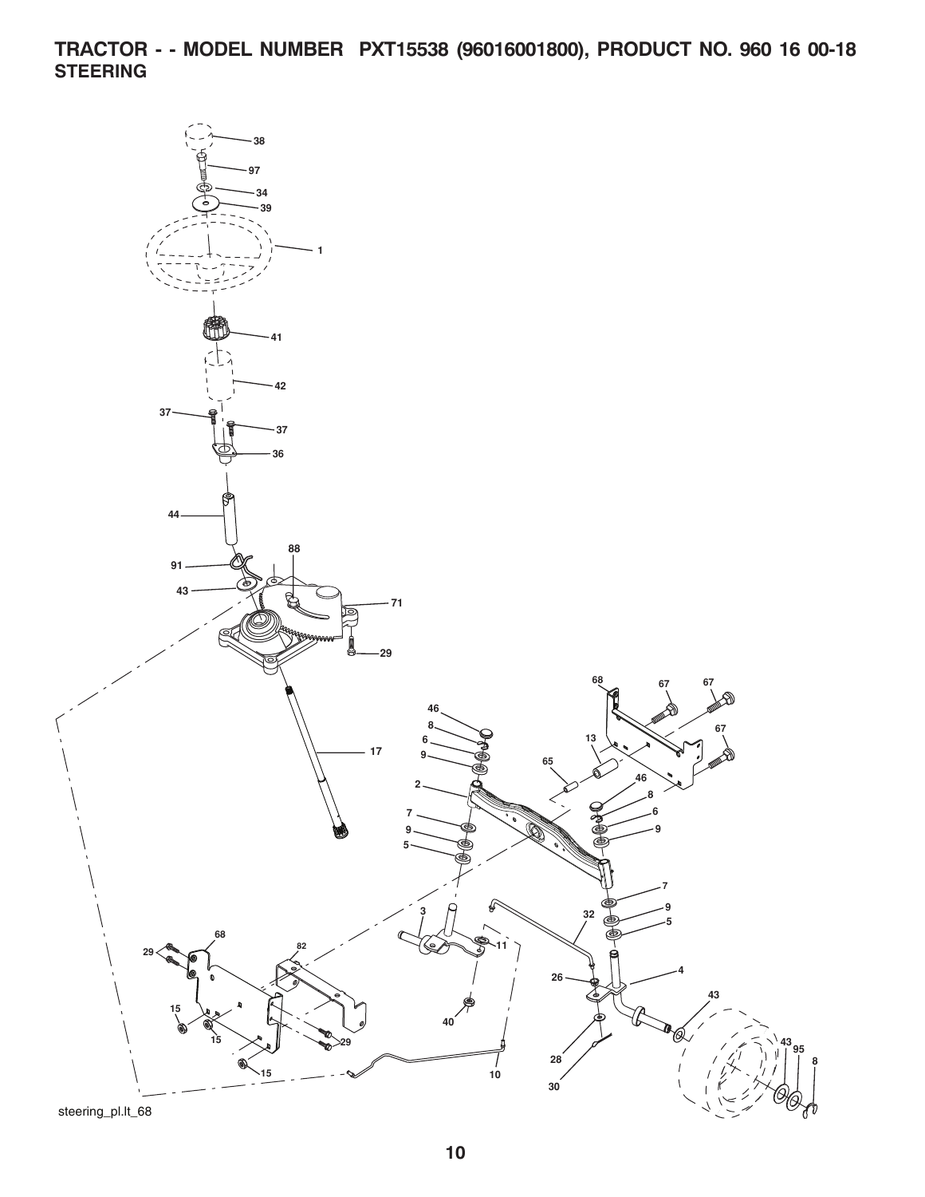# TRACTOR - - MODEL NUMBER PXT15538 (96016001800), PRODUCT NO. 960 16 00-18

## STEERING

38
97
34
39
1
41
42
37
37
36
44
88
91
43
71
29
68
67
67
46
8
6
13
67
9
17
65
46
2
8
6
7
9
9
5
7
9
3
32
5
68
82
11
29
4
26
43
15
40
29
15
43
95
28
8
15
10
30

steering_pl.lt_68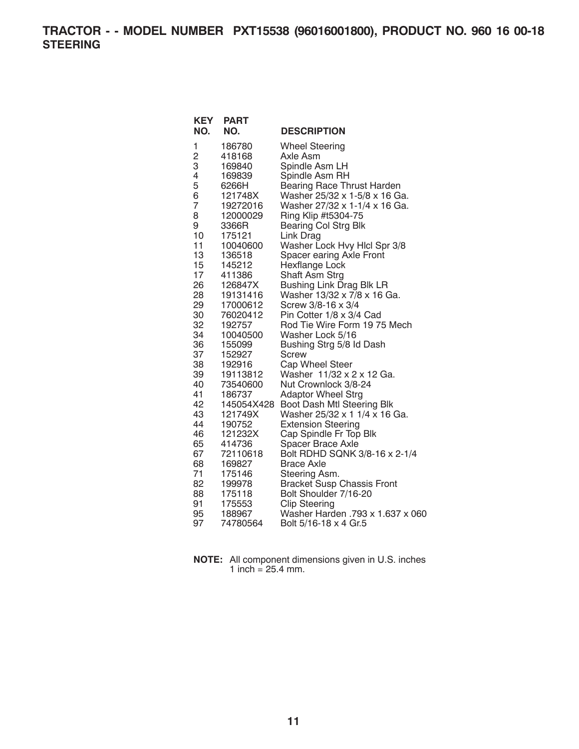# TRACTOR - - MODEL NUMBER PXT15538 (96016001800), PRODUCT NO. 960 16 00-18

## STEERING

| KEY NO. | PART NO. | DESCRIPTION |
|---|---|---|
| 1 | 186780 | Wheel Steering |
| 2 | 418168 | Axle Asm |
| 3 | 169840 | Spindle Asm LH |
| 4 | 169839 | Spindle Asm RH |
| 5 | 6266H | Bearing Race Thrust Harden |
| 6 | 121748X | Washer 25/32 x 1-5/8 x 16 Ga. |
| 7 | 19272016 | Washer 27/32 x 1-1/4 x 16 Ga. |
| 8 | 12000029 | Ring Klip #t5304-75 |
| 9 | 3366R | Bearing Col Strg Blk |
| 10 | 175121 | Link Drag |
| 11 | 10040600 | Washer Lock Hvy Hlcl Spr 3/8 |
| 13 | 136518 | Spacer earing Axle Front |
| 15 | 145212 | Hexflange Lock |
| 17 | 411386 | Shaft Asm Strg |
| 26 | 126847X | Bushing Link Drag Blk LR |
| 28 | 19131416 | Washer 13/32 x 7/8 x 16 Ga. |
| 29 | 17000612 | Screw 3/8-16 x 3/4 |
| 30 | 76020412 | Pin Cotter 1/8 x 3/4 Cad |
| 32 | 192757 | Rod Tie Wire Form 19 75 Mech |
| 34 | 10040500 | Washer Lock 5/16 |
| 36 | 155099 | Bushing Strg 5/8 Id Dash |
| 37 | 152927 | Screw |
| 38 | 192916 | Cap Wheel Steer |
| 39 | 19113812 | Washer 11/32 x 2 x 12 Ga. |
| 40 | 73540600 | Nut Crownlock 3/8-24 |
| 41 | 186737 | Adaptor Wheel Strg |
| 42 | 145054X428 | Boot Dash Mtl Steering Blk |
| 43 | 121749X | Washer 25/32 x 1 1/4 x 16 Ga. |
| 44 | 190752 | Extension Steering |
| 46 | 121232X | Cap Spindle Fr Top Blk |
| 65 | 414736 | Spacer Brace Axle |
| 67 | 72110618 | Bolt RDHD SQNK 3/8-16 x 2-1/4 |
| 68 | 169827 | Brace Axle |
| 71 | 175146 | Steering Asm. |
| 82 | 199978 | Bracket Susp Chassis Front |
| 88 | 175118 | Bolt Shoulder 7/16-20 |
| 91 | 175553 | Clip Steering |
| 95 | 188967 | Washer Harden .793 x 1.637 x 060 |
| 97 | 74780564 | Bolt 5/16-18 x 4 Gr.5 |

**NOTE:** All component dimensions given in U.S. inches
1 inch = 25.4 mm.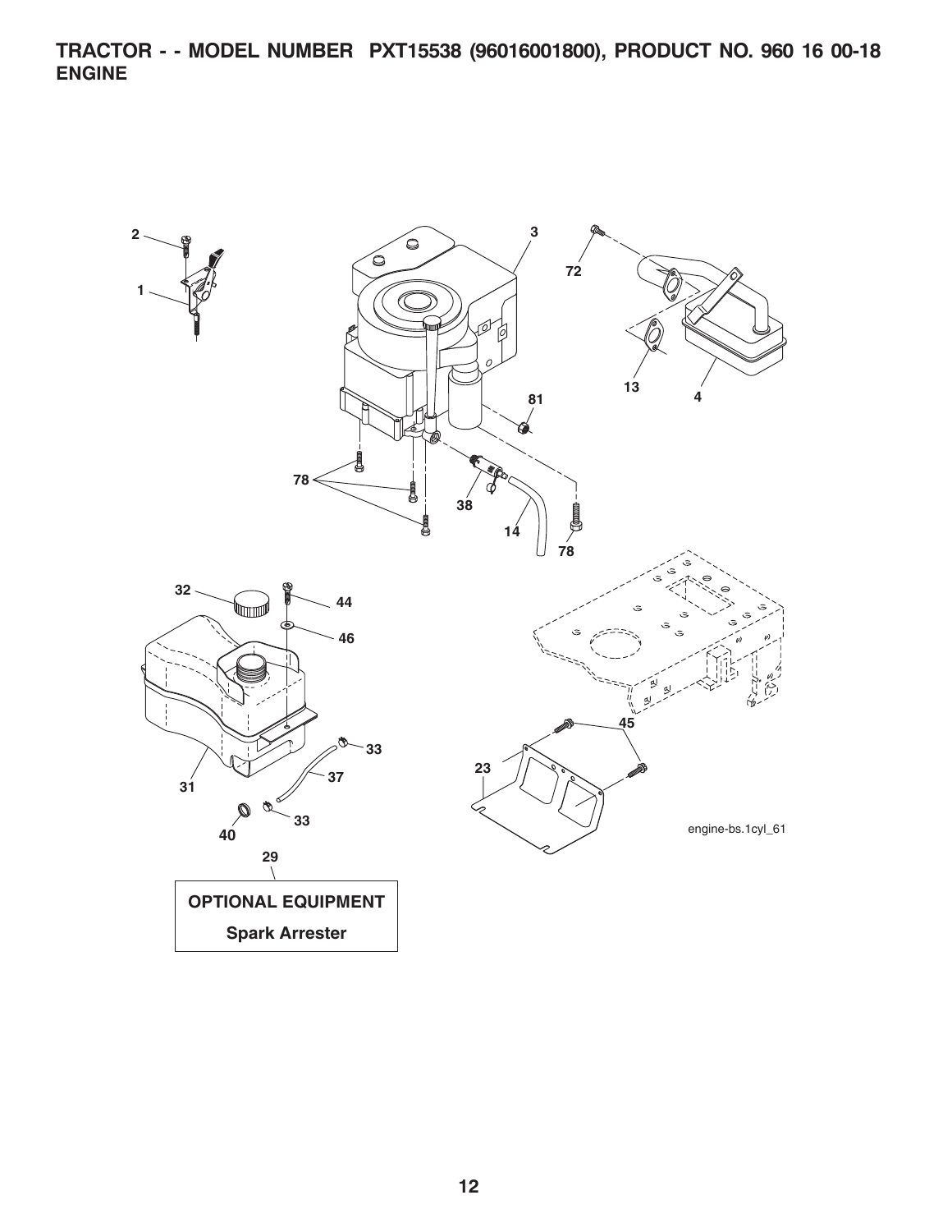# TRACTOR - - MODEL NUMBER PXT15538 (96016001800), PRODUCT NO. 960 16 00-18

## ENGINE

engine-bs.1cyl_61

**OPTIONAL EQUIPMENT**

**Spark Arrester**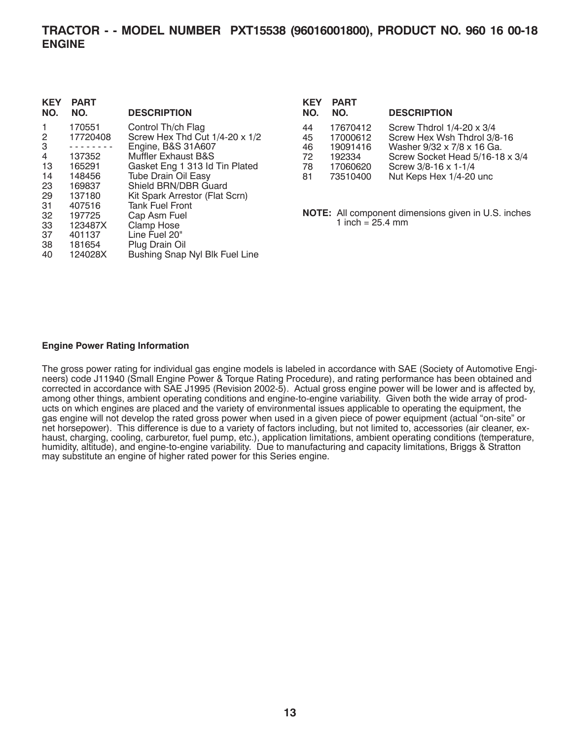# TRACTOR - - MODEL NUMBER PXT15538 (96016001800), PRODUCT NO. 960 16 00-18

## ENGINE

| KEY NO. | PART NO. | DESCRIPTION |
|---|---|---|
| 1 | 170551 | Control Th/ch Flag |
| 2 | 17720408 | Screw Hex Thd Cut 1/4-20 x 1/2 |
| 3 | - - - - - - - - | Engine, B&S 31A607 |
| 4 | 137352 | Muffler Exhaust B&S |
| 13 | 165291 | Gasket Eng 1 313 Id Tin Plated |
| 14 | 148456 | Tube Drain Oil Easy |
| 23 | 169837 | Shield BRN/DBR Guard |
| 29 | 137180 | Kit Spark Arrestor (Flat Scrn) |
| 31 | 407516 | Tank Fuel Front |
| 32 | 197725 | Cap Asm Fuel |
| 33 | 123487X | Clamp Hose |
| 37 | 401137 | Line Fuel 20" |
| 38 | 181654 | Plug Drain Oil |
| 40 | 124028X | Bushing Snap Nyl Blk Fuel Line |
| 44 | 17670412 | Screw Thdrol 1/4-20 x 3/4 |
| 45 | 17000612 | Screw Hex Wsh Thdrol 3/8-16 |
| 46 | 19091416 | Washer 9/32 x 7/8 x 16 Ga. |
| 72 | 192334 | Screw Socket Head 5/16-18 x 3/4 |
| 78 | 17060620 | Screw 3/8-16 x 1-1/4 |
| 81 | 73510400 | Nut Keps Hex 1/4-20 unc |

**NOTE:** All component dimensions given in U.S. inches
1 inch = 25.4 mm

**Engine Power Rating Information**

The gross power rating for individual gas engine models is labeled in accordance with SAE (Society of Automotive Engineers) code J11940 (Small Engine Power & Torque Rating Procedure), and rating performance has been obtained and corrected in accordance with SAE J1995 (Revision 2002-5). Actual gross engine power will be lower and is affected by, among other things, ambient operating conditions and engine-to-engine variability. Given both the wide array of products on which engines are placed and the variety of environmental issues applicable to operating the equipment, the gas engine will not develop the rated gross power when used in a given piece of power equipment (actual "on-site" or net horsepower). This difference is due to a variety of factors including, but not limited to, accessories (air cleaner, exhaust, charging, cooling, carburetor, fuel pump, etc.), application limitations, ambient operating conditions (temperature, humidity, altitude), and engine-to-engine variability. Due to manufacturing and capacity limitations, Briggs & Stratton may substitute an engine of higher rated power for this Series engine.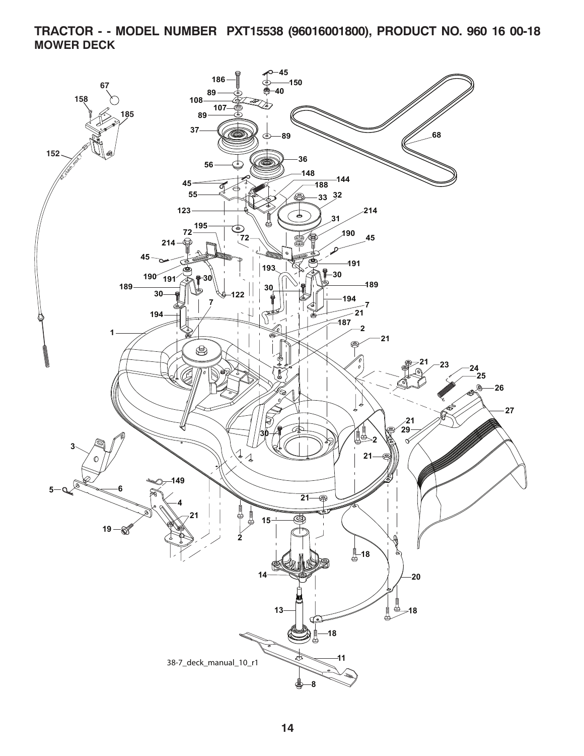# TRACTOR - - MODEL NUMBER PXT15538 (96016001800), PRODUCT NO. 960 16 00-18

## MOWER DECK

38-7_deck_manual_10_r1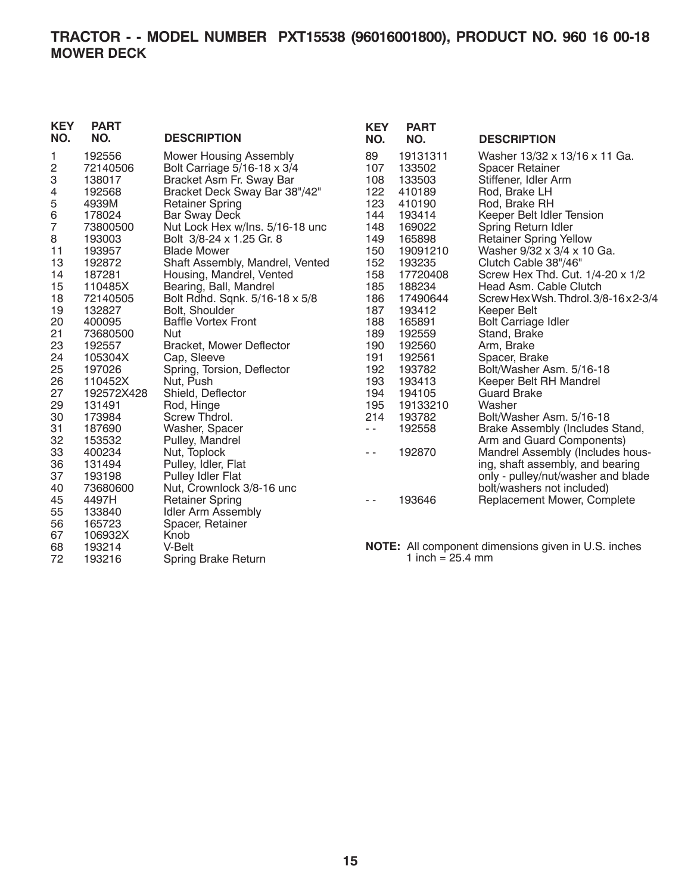# TRACTOR - - MODEL NUMBER PXT15538 (96016001800), PRODUCT NO. 960 16 00-18

## MOWER DECK

| KEY NO. | PART NO. | DESCRIPTION |
|---|---|---|
| 1 | 192556 | Mower Housing Assembly |
| 2 | 72140506 | Bolt Carriage 5/16-18 x 3/4 |
| 3 | 138017 | Bracket Asm Fr. Sway Bar |
| 4 | 192568 | Bracket Deck Sway Bar 38"/42" |
| 5 | 4939M | Retainer Spring |
| 6 | 178024 | Bar Sway Deck |
| 7 | 73800500 | Nut Lock Hex w/Ins. 5/16-18 unc |
| 8 | 193003 | Bolt 3/8-24 x 1.25 Gr. 8 |
| 11 | 193957 | Blade Mower |
| 13 | 192872 | Shaft Assembly, Mandrel, Vented |
| 14 | 187281 | Housing, Mandrel, Vented |
| 15 | 110485X | Bearing, Ball, Mandrel |
| 18 | 72140505 | Bolt Rdhd. Sqnk. 5/16-18 x 5/8 |
| 19 | 132827 | Bolt, Shoulder |
| 20 | 400095 | Baffle Vortex Front |
| 21 | 73680500 | Nut |
| 23 | 192557 | Bracket, Mower Deflector |
| 24 | 105304X | Cap, Sleeve |
| 25 | 197026 | Spring, Torsion, Deflector |
| 26 | 110452X | Nut, Push |
| 27 | 192572X428 | Shield, Deflector |
| 29 | 131491 | Rod, Hinge |
| 30 | 173984 | Screw Thdrol. |
| 31 | 187690 | Washer, Spacer |
| 32 | 153532 | Pulley, Mandrel |
| 33 | 400234 | Nut, Toplock |
| 36 | 131494 | Pulley, Idler, Flat |
| 37 | 193198 | Pulley Idler Flat |
| 40 | 73680600 | Nut, Crownlock 3/8-16 unc |
| 45 | 4497H | Retainer Spring |
| 55 | 133840 | Idler Arm Assembly |
| 56 | 165723 | Spacer, Retainer |
| 67 | 106932X | Knob |
| 68 | 193214 | V-Belt |
| 72 | 193216 | Spring Brake Return |
| 89 | 19131311 | Washer 13/32 x 13/16 x 11 Ga. |
| 107 | 133502 | Spacer Retainer |
| 108 | 133503 | Stiffener, Idler Arm |
| 122 | 410189 | Rod, Brake LH |
| 123 | 410190 | Rod, Brake RH |
| 144 | 193414 | Keeper Belt Idler Tension |
| 148 | 169022 | Spring Return Idler |
| 149 | 165898 | Retainer Spring Yellow |
| 150 | 19091210 | Washer 9/32 x 3/4 x 10 Ga. |
| 152 | 193235 | Clutch Cable 38"/46" |
| 158 | 17720408 | Screw Hex Thd. Cut. 1/4-20 x 1/2 |
| 185 | 188234 | Head Asm. Cable Clutch |
| 186 | 17490644 | Screw Hex Wsh. Thdrol. 3/8-16 x 2-3/4 |
| 187 | 193412 | Keeper Belt |
| 188 | 165891 | Bolt Carriage Idler |
| 189 | 192559 | Stand, Brake |
| 190 | 192560 | Arm, Brake |
| 191 | 192561 | Spacer, Brake |
| 192 | 193782 | Bolt/Washer Asm. 5/16-18 |
| 193 | 193413 | Keeper Belt RH Mandrel |
| 194 | 194105 | Guard Brake |
| 195 | 19133210 | Washer |
| 214 | 193782 | Bolt/Washer Asm. 5/16-18 |
| - - | 192558 | Brake Assembly (Includes Stand, Arm and Guard Components) |
| - - | 192870 | Mandrel Assembly (Includes housing, shaft assembly, and bearing only - pulley/nut/washer and blade bolt/washers not included) |
| - - | 193646 | Replacement Mower, Complete |

**NOTE:** All component dimensions given in U.S. inches
1 inch = 25.4 mm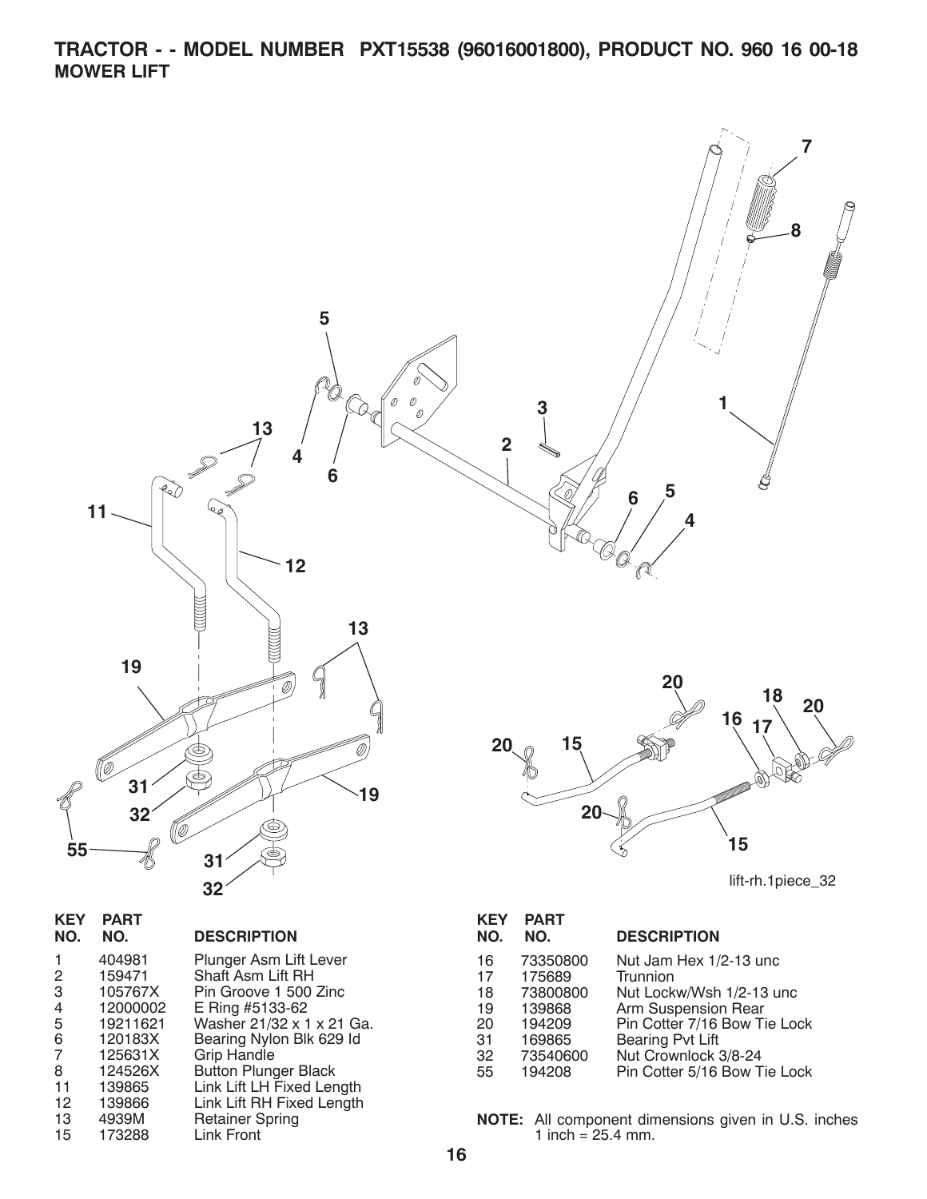# TRACTOR - - MODEL NUMBER PXT15538 (96016001800), PRODUCT NO. 960 16 00-18

## MOWER LIFT

lift-rh.1piece_32

| KEY NO. | PART NO. | DESCRIPTION |
|---|---|---|
| 1 | 404981 | Plunger Asm Lift Lever |
| 2 | 159471 | Shaft Asm Lift RH |
| 3 | 105767X | Pin Groove 1 500 Zinc |
| 4 | 12000002 | E Ring #5133-62 |
| 5 | 19211621 | Washer 21/32 x 1 x 21 Ga. |
| 6 | 120183X | Bearing Nylon Blk 629 Id |
| 7 | 125631X | Grip Handle |
| 8 | 124526X | Button Plunger Black |
| 11 | 139865 | Link Lift LH Fixed Length |
| 12 | 139866 | Link Lift RH Fixed Length |
| 13 | 4939M | Retainer Spring |
| 15 | 173288 | Link Front |
| 16 | 73350800 | Nut Jam Hex 1/2-13 unc |
| 17 | 175689 | Trunnion |
| 18 | 73800800 | Nut Lockw/Wsh 1/2-13 unc |
| 19 | 139868 | Arm Suspension Rear |
| 20 | 194209 | Pin Cotter 7/16 Bow Tie Lock |
| 31 | 169865 | Bearing Pvt Lift |
| 32 | 73540600 | Nut Crownlock 3/8-24 |
| 55 | 194208 | Pin Cotter 5/16 Bow Tie Lock |

**NOTE:** All component dimensions given in U.S. inches
1 inch = 25.4 mm.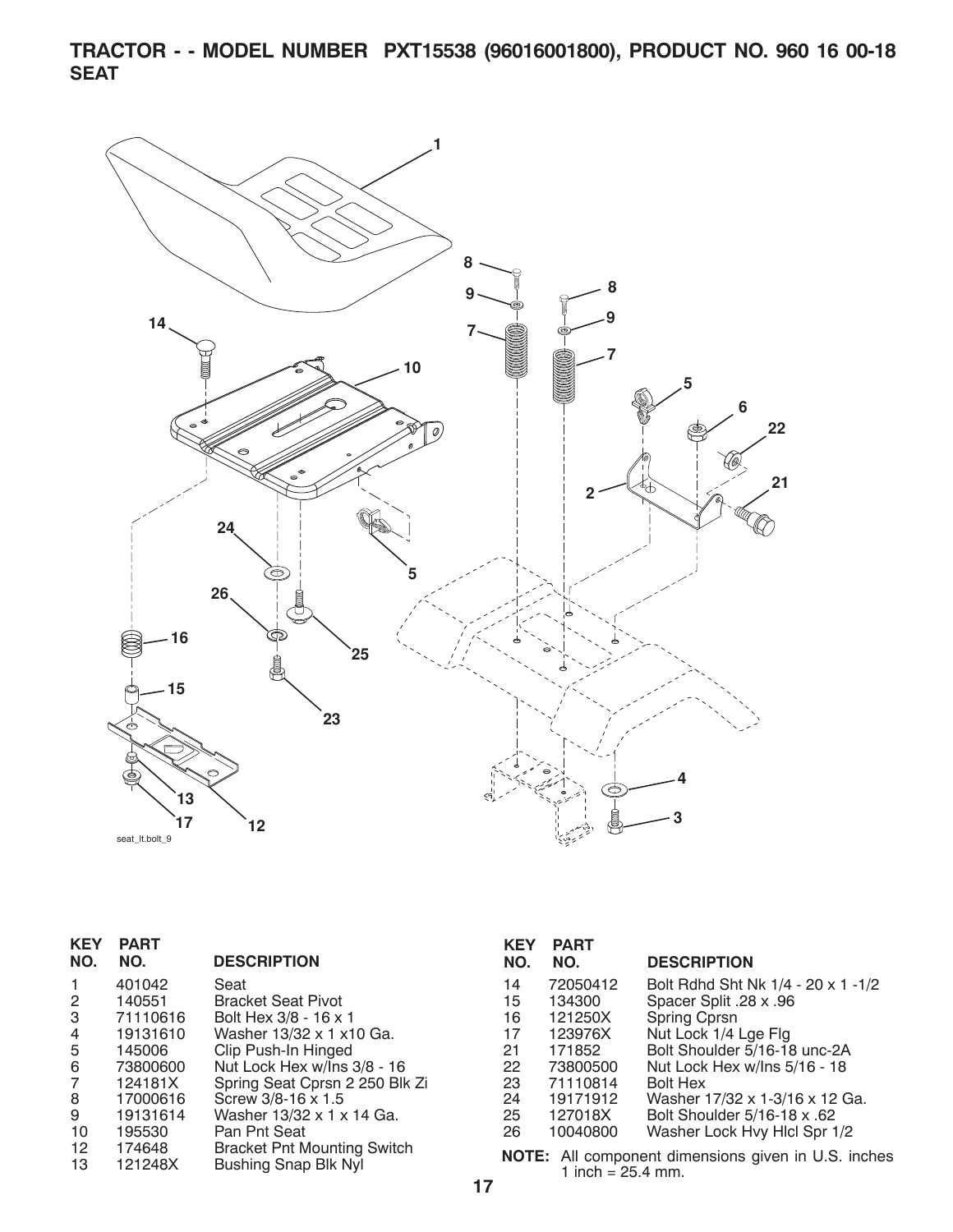# TRACTOR - - MODEL NUMBER PXT15538 (96016001800), PRODUCT NO. 960 16 00-18
## SEAT

1
8
9
7
8
9
7
14
10
5
6
22
21
2
24
5
26
25
16
15
23
4
13
17
12
3
seat_lt.bolt_9

| KEY NO. | PART NO. | DESCRIPTION |
|---|---|---|
| 1 | 401042 | Seat |
| 2 | 140551 | Bracket Seat Pivot |
| 3 | 71110616 | Bolt Hex 3/8 - 16 x 1 |
| 4 | 19131610 | Washer 13/32 x 1 x10 Ga. |
| 5 | 145006 | Clip Push-In Hinged |
| 6 | 73800600 | Nut Lock Hex w/Ins 3/8 - 16 |
| 7 | 124181X | Spring Seat Cprsn 2 250 Blk Zi |
| 8 | 17000616 | Screw 3/8-16 x 1.5 |
| 9 | 19131614 | Washer 13/32 x 1 x 14 Ga. |
| 10 | 195530 | Pan Pnt Seat |
| 12 | 174648 | Bracket Pnt Mounting Switch |
| 13 | 121248X | Bushing Snap Blk Nyl |
| 14 | 72050412 | Bolt Rdhd Sht Nk 1/4 - 20 x 1 -1/2 |
| 15 | 134300 | Spacer Split .28 x .96 |
| 16 | 121250X | Spring Cprsn |
| 17 | 123976X | Nut Lock 1/4 Lge Flg |
| 21 | 171852 | Bolt Shoulder 5/16-18 unc-2A |
| 22 | 73800500 | Nut Lock Hex w/Ins 5/16 - 18 |
| 23 | 71110814 | Bolt Hex |
| 24 | 19171912 | Washer 17/32 x 1-3/16 x 12 Ga. |
| 25 | 127018X | Bolt Shoulder 5/16-18 x .62 |
| 26 | 10040800 | Washer Lock Hvy Hlcl Spr 1/2 |

**NOTE:** All component dimensions given in U.S. inches 1 inch = 25.4 mm.